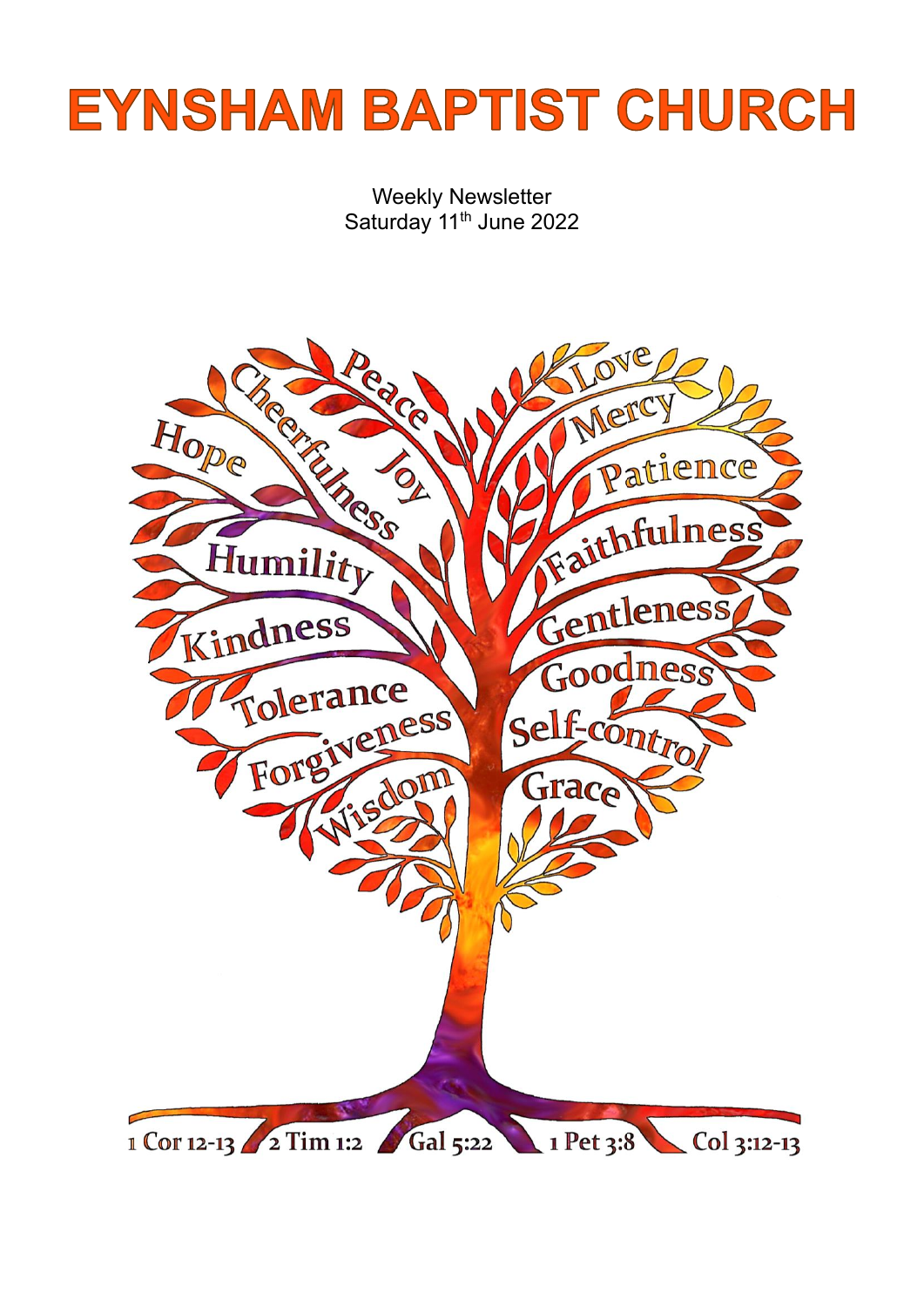# EYNSHAM BAPTIST CHURCH

Weekly Newsletter
Saturday 11th June 2022

Peace
Cheerfulness
Joy
Hope
Humility
Kindness
Tolerance
Forgiveness
Wisdom
Love
Mercy
Patience
Faithfulness
Gentleness
Goodness
Self-control
Grace

1 Cor 12-13 2 Tim 1:2 Gal 5:22 1 Pet 3:8 Col 3:12-13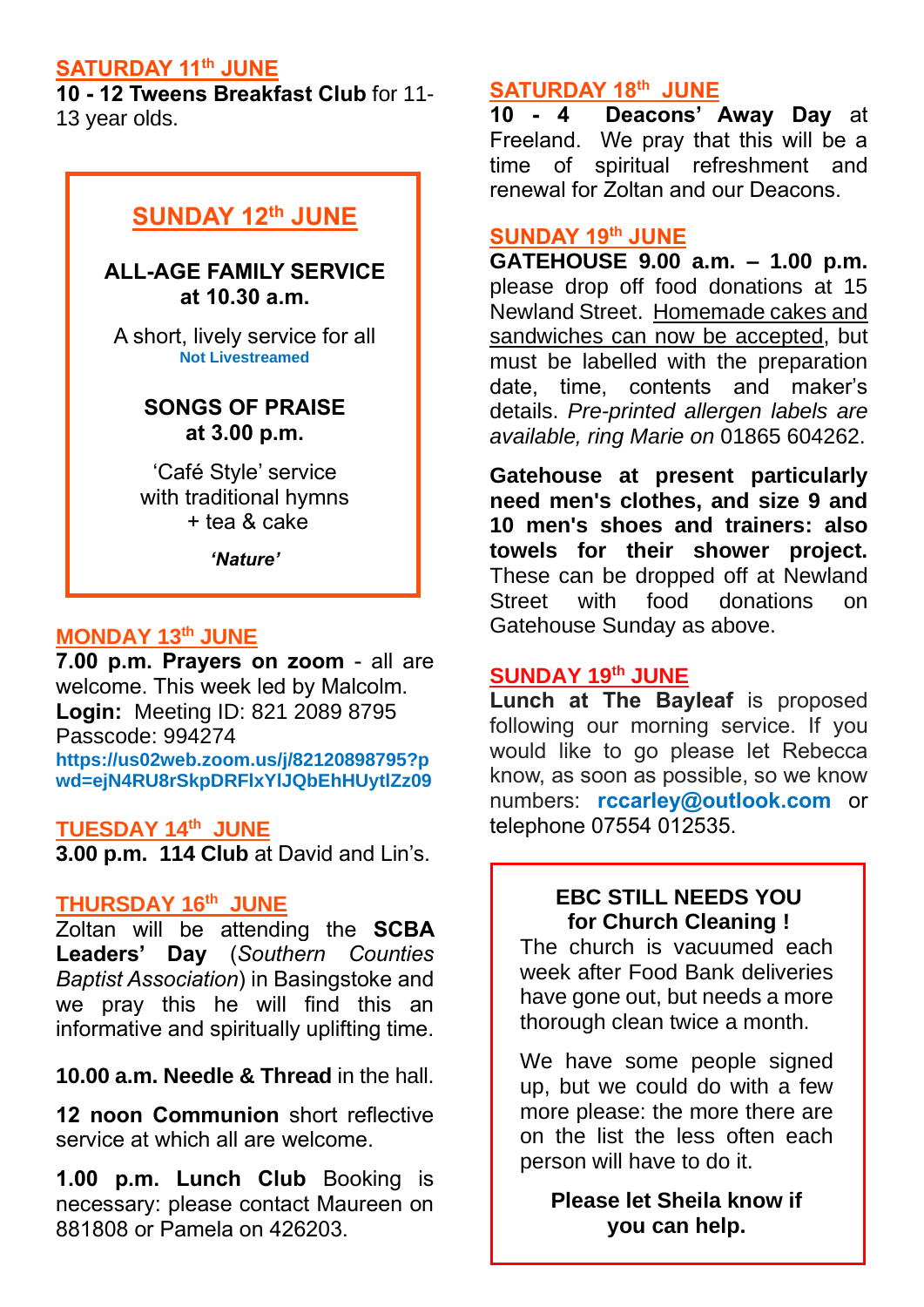## SATURDAY 11th JUNE

**10 - 12 Tweens Breakfast Club** for 11-13 year olds.

## SUNDAY 12th JUNE

**ALL-AGE FAMILY SERVICE at 10.30 a.m.**

A short, lively service for all
**Not Livestreamed**

**SONGS OF PRAISE at 3.00 p.m.**

'Café Style' service with traditional hymns + tea & cake

***'Nature'***

## MONDAY 13th JUNE

**7.00 p.m. Prayers on zoom** - all are welcome. This week led by Malcolm.
**Login:** Meeting ID: 821 2089 8795
Passcode: 994274
**https://us02web.zoom.us/j/82120898795?pwd=ejN4RU8rSkpDRFlxYlJQbEhHUytlZz09**

## TUESDAY 14th JUNE

**3.00 p.m. 114 Club** at David and Lin's.

## THURSDAY 16th JUNE

Zoltan will be attending the **SCBA Leaders' Day** (*Southern Counties Baptist Association*) in Basingstoke and we pray this he will find this an informative and spiritually uplifting time.

**10.00 a.m. Needle & Thread** in the hall.

**12 noon Communion** short reflective service at which all are welcome.

**1.00 p.m. Lunch Club** Booking is necessary: please contact Maureen on 881808 or Pamela on 426203.

## SATURDAY 18th JUNE

**10 - 4 Deacons' Away Day** at Freeland. We pray that this will be a time of spiritual refreshment and renewal for Zoltan and our Deacons.

## SUNDAY 19th JUNE

**GATEHOUSE 9.00 a.m. – 1.00 p.m.** please drop off food donations at 15 Newland Street. Homemade cakes and sandwiches can now be accepted, but must be labelled with the preparation date, time, contents and maker's details. *Pre-printed allergen labels are available, ring Marie on* 01865 604262.

**Gatehouse at present particularly need men's clothes, and size 9 and 10 men's shoes and trainers: also towels for their shower project.** These can be dropped off at Newland Street with food donations on Gatehouse Sunday as above.

## SUNDAY 19th JUNE

**Lunch at The Bayleaf** is proposed following our morning service. If you would like to go please let Rebecca know, as soon as possible, so we know numbers: **rccarley@outlook.com** or telephone 07554 012535.

**EBC STILL NEEDS YOU for Church Cleaning !**

The church is vacuumed each week after Food Bank deliveries have gone out, but needs a more thorough clean twice a month.

We have some people signed up, but we could do with a few more please: the more there are on the list the less often each person will have to do it.

**Please let Sheila know if you can help.**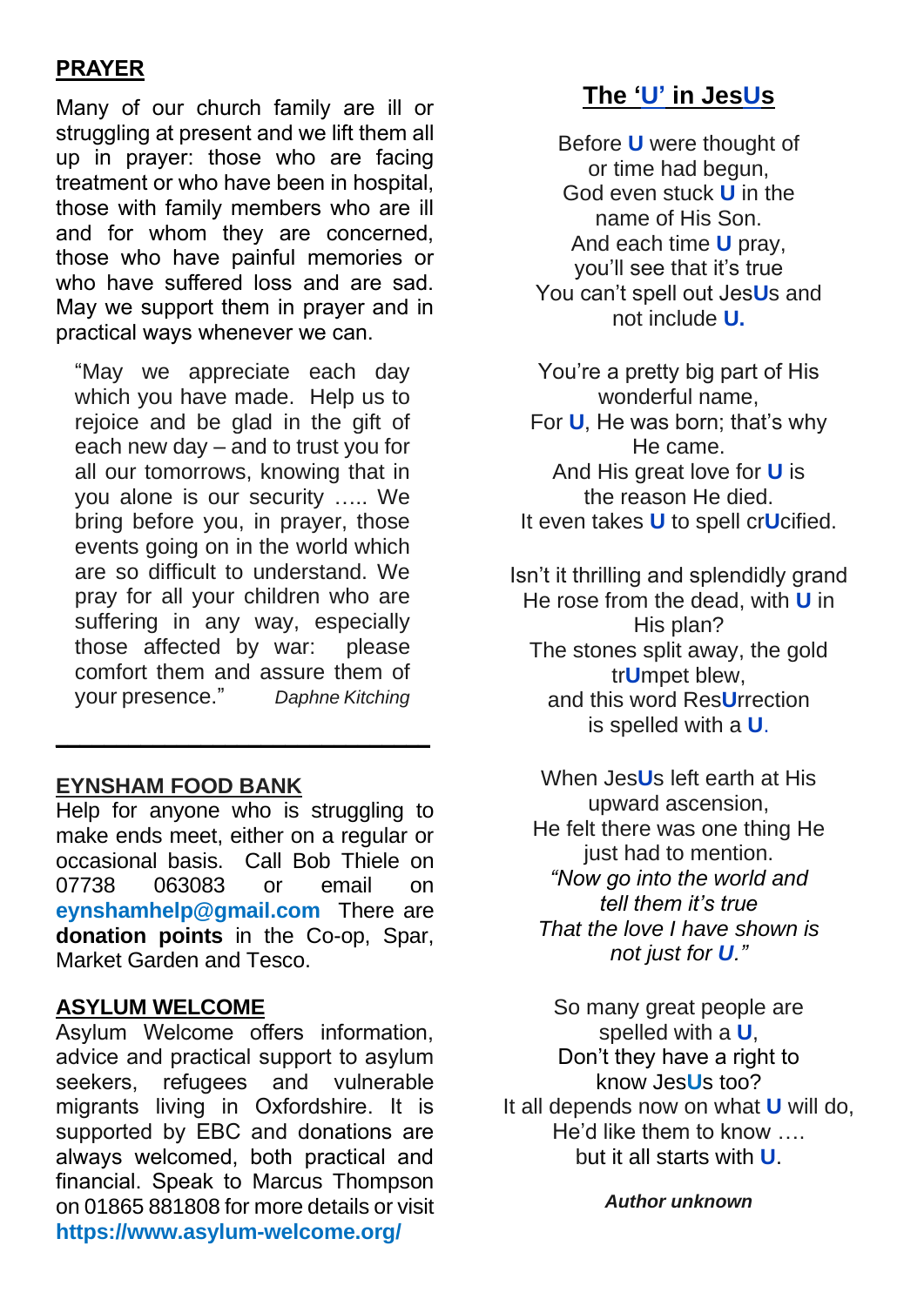## PRAYER

Many of our church family are ill or struggling at present and we lift them all up in prayer: those who are facing treatment or who have been in hospital, those with family members who are ill and for whom they are concerned, those who have painful memories or who have suffered loss and are sad. May we support them in prayer and in practical ways whenever we can.

> "May we appreciate each day which you have made. Help us to rejoice and be glad in the gift of each new day – and to trust you for all our tomorrows, knowing that in you alone is our security ….. We bring before you, in prayer, those events going on in the world which are so difficult to understand. We pray for all your children who are suffering in any way, especially those affected by war: please comfort them and assure them of your presence." *Daphne Kitching*

---

## EYNSHAM FOOD BANK

Help for anyone who is struggling to make ends meet, either on a regular or occasional basis. Call Bob Thiele on 07738 063083 or email on **eynshamhelp@gmail.com** There are **donation points** in the Co-op, Spar, Market Garden and Tesco.

## ASYLUM WELCOME

Asylum Welcome offers information, advice and practical support to asylum seekers, refugees and vulnerable migrants living in Oxfordshire. It is supported by EBC and donations are always welcomed, both practical and financial. Speak to Marcus Thompson on 01865 881808 for more details or visit **https://www.asylum-welcome.org/**

## The 'U' in JesUs

Before **U** were thought of  
or time had begun,  
God even stuck **U** in the  
name of His Son.  
And each time **U** pray,  
you'll see that it's true  
You can't spell out Jes**U**s and  
not include **U.**

You're a pretty big part of His  
wonderful name,  
For **U**, He was born; that's why  
He came.  
And His great love for **U** is  
the reason He died.  
It even takes **U** to spell cr**U**cified.

Isn't it thrilling and splendidly grand  
He rose from the dead, with **U** in  
His plan?  
The stones split away, the gold  
tr**U**mpet blew,  
and this word Res**U**rrection  
is spelled with a **U**.

When Jes**U**s left earth at His  
upward ascension,  
He felt there was one thing He  
just had to mention.  
*"Now go into the world and*  
*tell them it's true*  
*That the love I have shown is*  
*not just for **U**."*

So many great people are  
spelled with a **U**,  
Don't they have a right to  
know Jes**U**s too?  
It all depends now on what **U** will do,  
He'd like them to know ….  
but it all starts with **U**.

***Author unknown***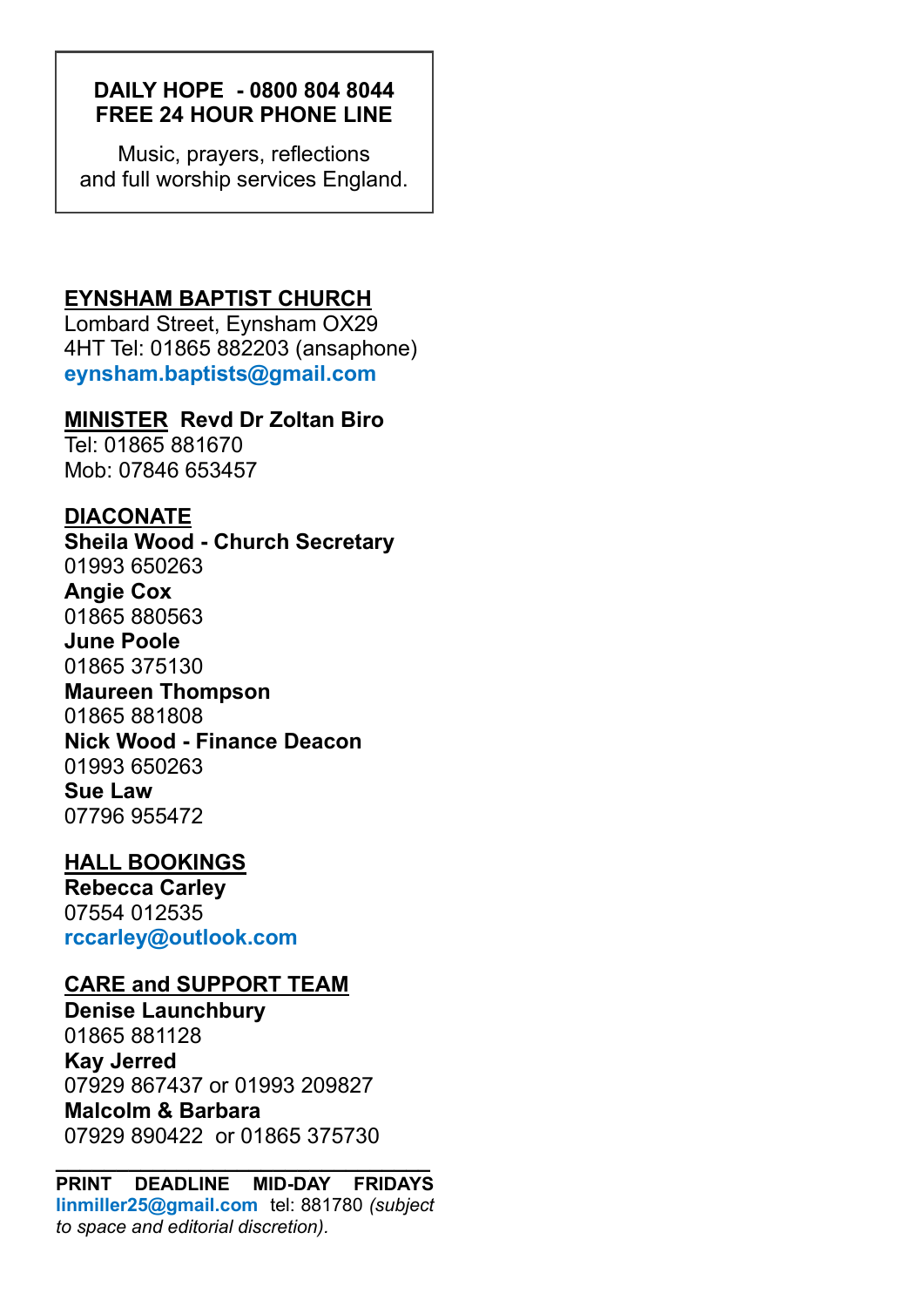**DAILY HOPE - 0800 804 8044**
**FREE 24 HOUR PHONE LINE**

Music, prayers, reflections and full worship services England.

## EYNSHAM BAPTIST CHURCH

Lombard Street, Eynsham OX29 4HT Tel: 01865 882203 (ansaphone)
**eynsham.baptists@gmail.com**

**MINISTER** **Revd Dr Zoltan Biro**
Tel: 01865 881670
Mob: 07846 653457

**DIACONATE**

**Sheila Wood - Church Secretary**
01993 650263
**Angie Cox**
01865 880563
**June Poole**
01865 375130
**Maureen Thompson**
01865 881808
**Nick Wood - Finance Deacon**
01993 650263
**Sue Law**
07796 955472

**HALL BOOKINGS**

**Rebecca Carley**
07554 012535
**rccarley@outlook.com**

**CARE and SUPPORT TEAM**

**Denise Launchbury**
01865 881128
**Kay Jerred**
07929 867437 or 01993 209827
**Malcolm & Barbara**
07929 890422 or 01865 375730

---

**PRINT DEADLINE MID-DAY FRIDAYS**
**linmiller25@gmail.com** tel: 881780 *(subject to space and editorial discretion).*